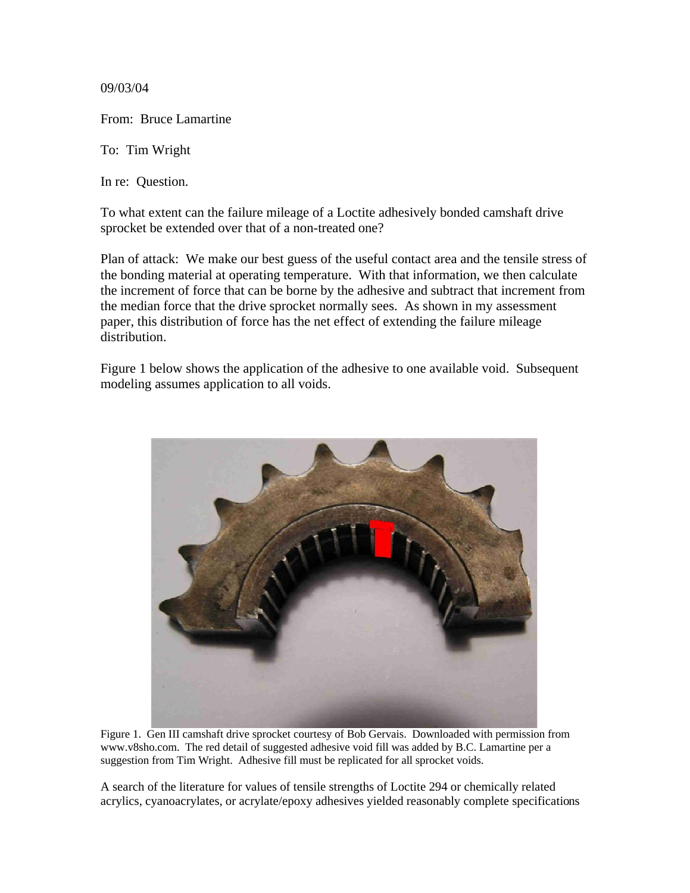09/03/04

From: Bruce Lamartine

To: Tim Wright

In re: Question.

To what extent can the failure mileage of a Loctite adhesively bonded camshaft drive sprocket be extended over that of a non-treated one?

Plan of attack: We make our best guess of the useful contact area and the tensile stress of the bonding material at operating temperature. With that information, we then calculate the increment of force that can be borne by the adhesive and subtract that increment from the median force that the drive sprocket normally sees. As shown in my assessment paper, this distribution of force has the net effect of extending the failure mileage distribution.

Figure 1 below shows the application of the adhesive to one available void. Subsequent modeling assumes application to all voids.

Figure 1. Gen III camshaft drive sprocket courtesy of Bob Gervais. Downloaded with permission from www.v8sho.com. The red detail of suggested adhesive void fill was added by B.C. Lamartine per a suggestion from Tim Wright. Adhesive fill must be replicated for all sprocket voids.

A search of the literature for values of tensile strengths of Loctite 294 or chemically related acrylics, cyanoacrylates, or acrylate/epoxy adhesives yielded reasonably complete specifications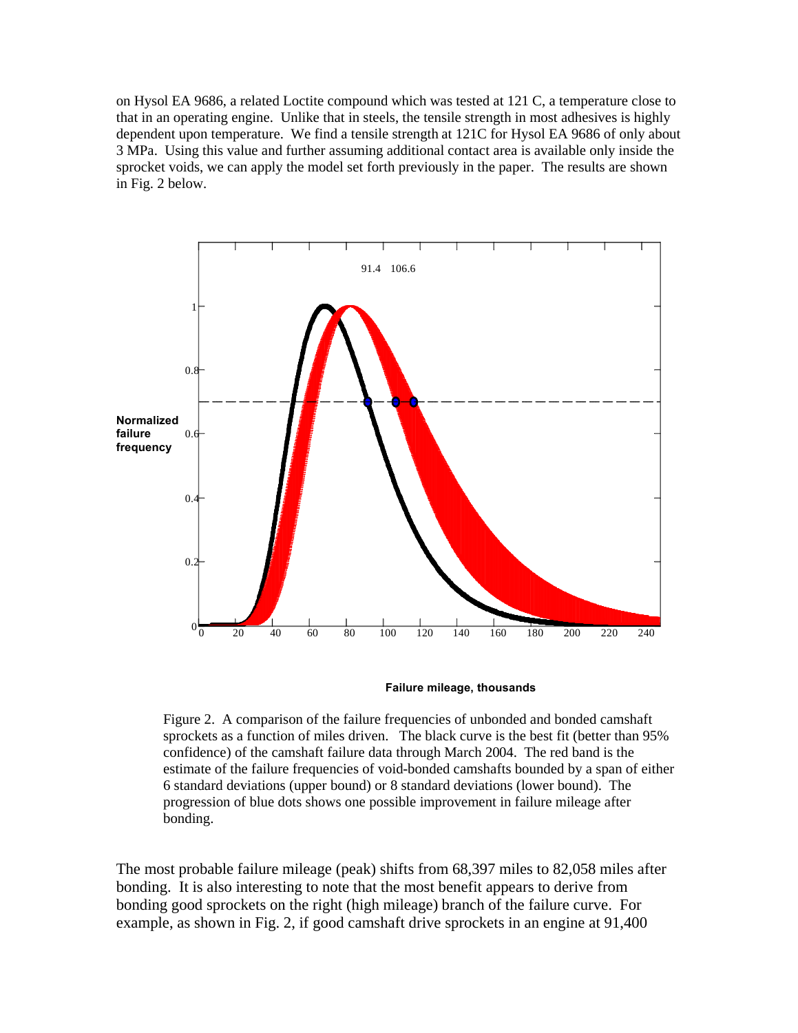on Hysol EA 9686, a related Loctite compound which was tested at 121 C, a temperature close to that in an operating engine. Unlike that in steels, the tensile strength in most adhesives is highly dependent upon temperature. We find a tensile strength at 121C for Hysol EA 9686 of only about 3 MPa. Using this value and further assuming additional contact area is available only inside the sprocket voids, we can apply the model set forth previously in the paper. The results are shown in Fig. 2 below.

Figure 2. A comparison of the failure frequencies of unbonded and bonded camshaft sprockets as a function of miles driven. The black curve is the best fit (better than 95% confidence) of the camshaft failure data through March 2004. The red band is the estimate of the failure frequencies of void-bonded camshafts bounded by a span of either 6 standard deviations (upper bound) or 8 standard deviations (lower bound). The progression of blue dots shows one possible improvement in failure mileage after bonding.

The most probable failure mileage (peak) shifts from 68,397 miles to 82,058 miles after bonding. It is also interesting to note that the most benefit appears to derive from bonding good sprockets on the right (high mileage) branch of the failure curve. For example, as shown in Fig. 2, if good camshaft drive sprockets in an engine at 91,400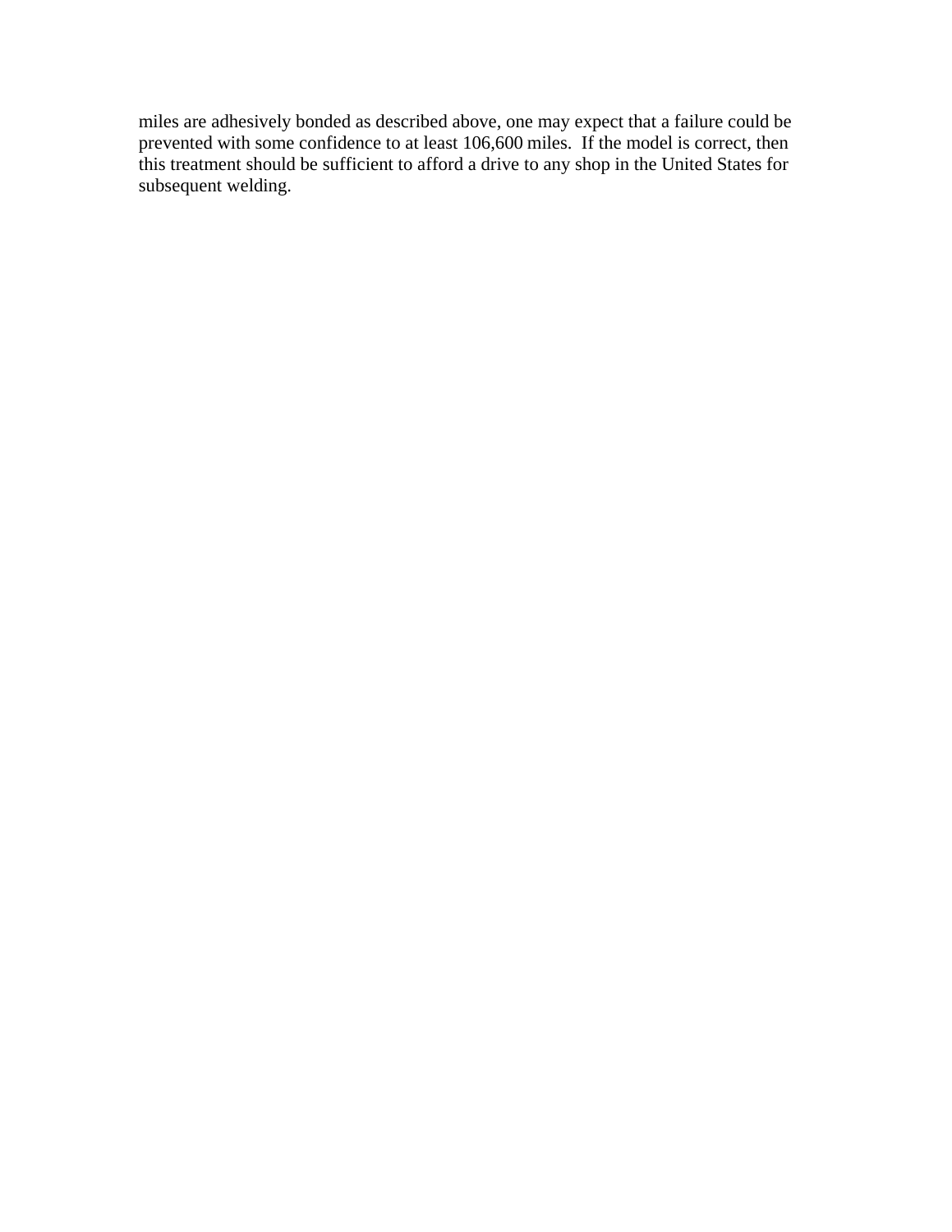miles are adhesively bonded as described above, one may expect that a failure could be prevented with some confidence to at least 106,600 miles. If the model is correct, then this treatment should be sufficient to afford a drive to any shop in the United States for subsequent welding.